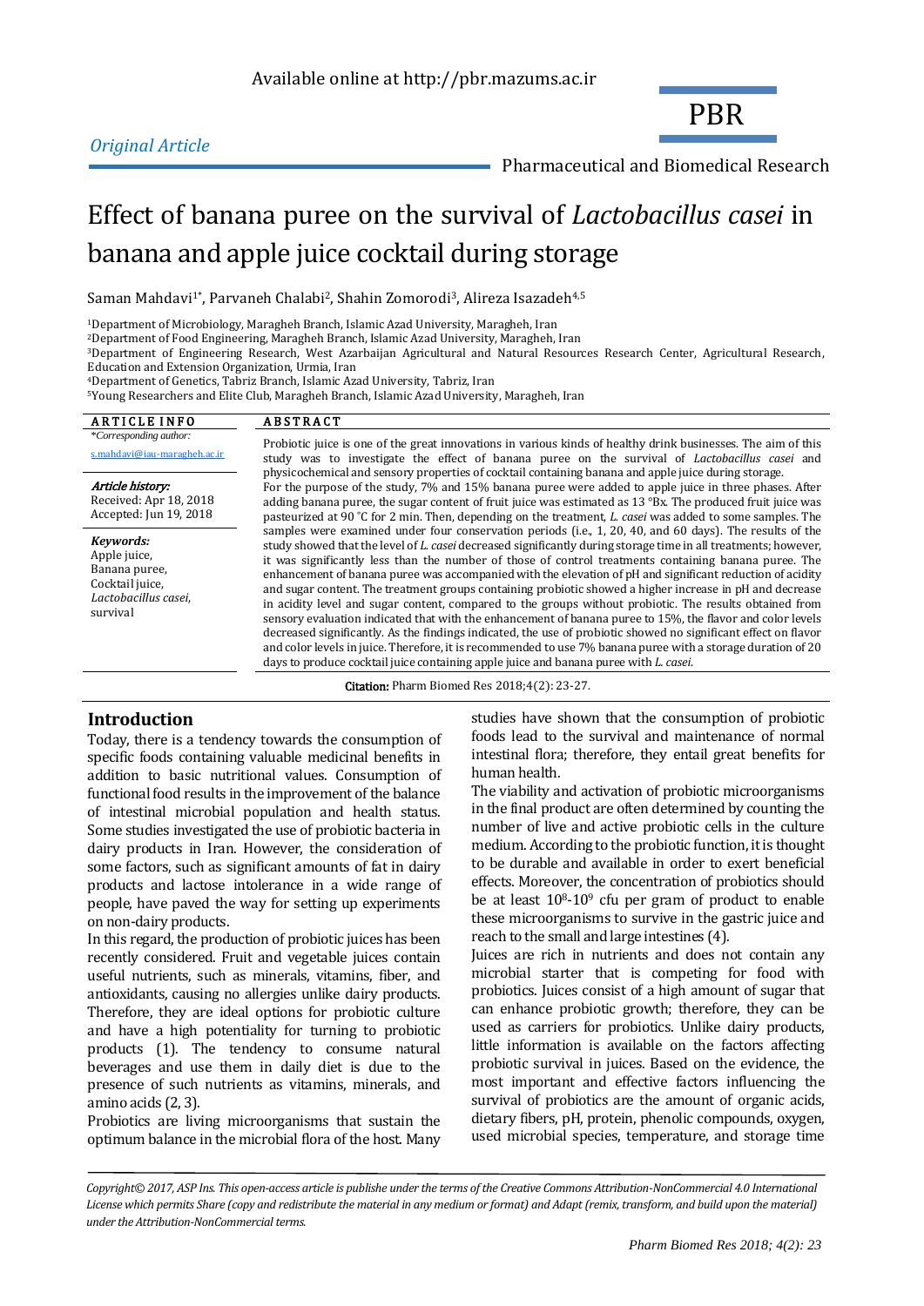*Original Article*

# Effect of banana puree on the survival of *Lactobacillus casei* in banana and apple juice cocktail during storage

Saman Mahdavi[1*], Parvaneh Chalabi[2], Shahin Zomorodi[3], Alireza Isazadeh[4,5]

[1]Department of Microbiology, Maragheh Branch, Islamic Azad University, Maragheh, Iran
[2]Department of Food Engineering, Maragheh Branch, Islamic Azad University, Maragheh, Iran
[3]Department of Engineering Research, West Azarbaijan Agricultural and Natural Resources Research Center, Agricultural Research, Education and Extension Organization, Urmia, Iran
[4]Department of Genetics, Tabriz Branch, Islamic Azad University, Tabriz, Iran
[5]Young Researchers and Elite Club, Maragheh Branch, Islamic Azad University, Maragheh, Iran

**ARTICLE INFO**

*Corresponding author: s.mahdavi@iau-maragheh.ac.ir

***Article history:***
Received: Apr 18, 2018
Accepted: Jun 19, 2018

***Keywords:***
Apple juice,
Banana puree,
Cocktail juice,
*Lactobacillus casei*,
survival

**ABSTRACT**

Probiotic juice is one of the great innovations in various kinds of healthy drink businesses. The aim of this study was to investigate the effect of banana puree on the survival of *Lactobacillus casei* and physicochemical and sensory properties of cocktail containing banana and apple juice during storage.
For the purpose of the study, 7% and 15% banana puree were added to apple juice in three phases. After adding banana puree, the sugar content of fruit juice was estimated as 13 °Bx. The produced fruit juice was pasteurized at 90 °C for 2 min. Then, depending on the treatment, *L. casei* was added to some samples. The samples were examined under four conservation periods (i.e., 1, 20, 40, and 60 days). The results of the study showed that the level of *L. casei* decreased significantly during storage time in all treatments; however, it was significantly less than the number of those of control treatments containing banana puree. The enhancement of banana puree was accompanied with the elevation of pH and significant reduction of acidity and sugar content. The treatment groups containing probiotic showed a higher increase in pH and decrease in acidity level and sugar content, compared to the groups without probiotic. The results obtained from sensory evaluation indicated that with the enhancement of banana puree to 15%, the flavor and color levels decreased significantly. As the findings indicated, the use of probiotic showed no significant effect on flavor and color levels in juice. Therefore, it is recommended to use 7% banana puree with a storage duration of 20 days to produce cocktail juice containing apple juice and banana puree with *L. casei*.

**Citation:** Pharm Biomed Res 2018;4(2): 23-27.

## Introduction

Today, there is a tendency towards the consumption of specific foods containing valuable medicinal benefits in addition to basic nutritional values. Consumption of functional food results in the improvement of the balance of intestinal microbial population and health status. Some studies investigated the use of probiotic bacteria in dairy products in Iran. However, the consideration of some factors, such as significant amounts of fat in dairy products and lactose intolerance in a wide range of people, have paved the way for setting up experiments on non-dairy products.

In this regard, the production of probiotic juices has been recently considered. Fruit and vegetable juices contain useful nutrients, such as minerals, vitamins, fiber, and antioxidants, causing no allergies unlike dairy products. Therefore, they are ideal options for probiotic culture and have a high potentiality for turning to probiotic products (1). The tendency to consume natural beverages and use them in daily diet is due to the presence of such nutrients as vitamins, minerals, and amino acids (2, 3).

Probiotics are living microorganisms that sustain the optimum balance in the microbial flora of the host. Many studies have shown that the consumption of probiotic foods lead to the survival and maintenance of normal intestinal flora; therefore, they entail great benefits for human health.

The viability and activation of probiotic microorganisms in the final product are often determined by counting the number of live and active probiotic cells in the culture medium. According to the probiotic function, it is thought to be durable and available in order to exert beneficial effects. Moreover, the concentration of probiotics should be at least $10^8$-$10^9$ cfu per gram of product to enable these microorganisms to survive in the gastric juice and reach to the small and large intestines (4).

Juices are rich in nutrients and does not contain any microbial starter that is competing for food with probiotics. Juices consist of a high amount of sugar that can enhance probiotic growth; therefore, they can be used as carriers for probiotics. Unlike dairy products, little information is available on the factors affecting probiotic survival in juices. Based on the evidence, the most important and effective factors influencing the survival of probiotics are the amount of organic acids, dietary fibers, pH, protein, phenolic compounds, oxygen, used microbial species, temperature, and storage time

*Copyright© 2017, ASP Ins. This open-access article is publishe under the terms of the Creative Commons Attribution-NonCommercial 4.0 International License which permits Share (copy and redistribute the material in any medium or format) and Adapt (remix, transform, and build upon the material) under the Attribution-NonCommercial terms.*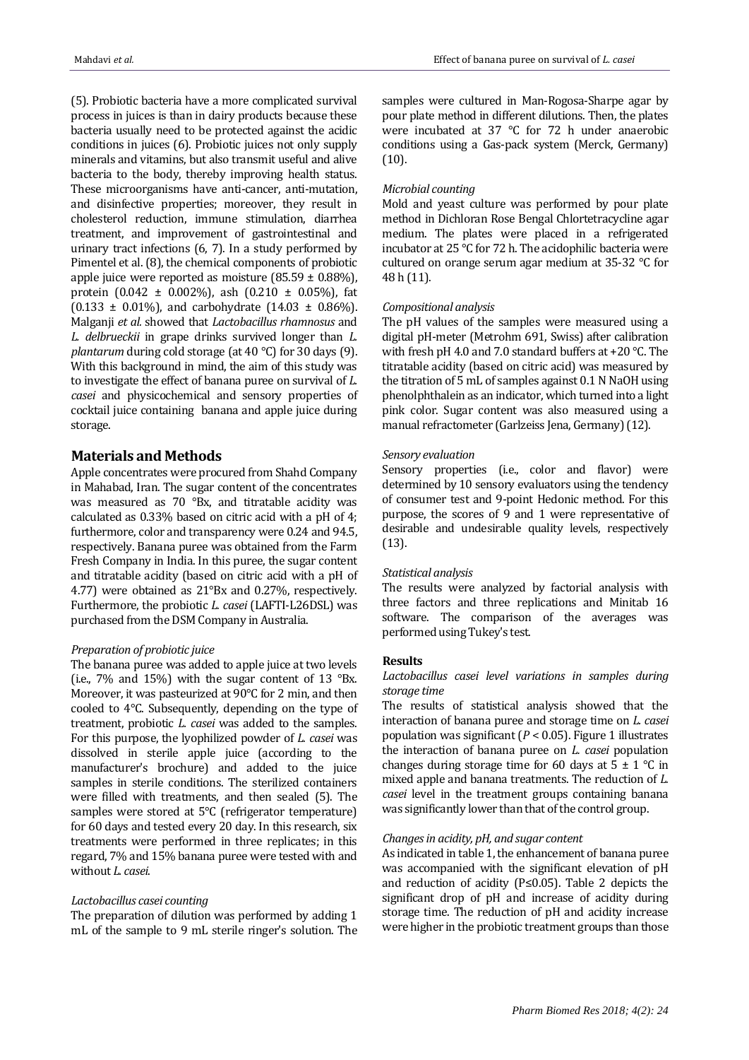(5). Probiotic bacteria have a more complicated survival process in juices is than in dairy products because these bacteria usually need to be protected against the acidic conditions in juices (6). Probiotic juices not only supply minerals and vitamins, but also transmit useful and alive bacteria to the body, thereby improving health status. These microorganisms have anti-cancer, anti-mutation, and disinfective properties; moreover, they result in cholesterol reduction, immune stimulation, diarrhea treatment, and improvement of gastrointestinal and urinary tract infections (6, 7). In a study performed by Pimentel et al. (8), the chemical components of probiotic apple juice were reported as moisture (85.59 ± 0.88%), protein (0.042 ± 0.002%), ash (0.210 ± 0.05%), fat (0.133 ± 0.01%), and carbohydrate (14.03 ± 0.86%). Malganji *et al.* showed that *Lactobacillus rhamnosus* and *L. delbrueckii* in grape drinks survived longer than *L. plantarum* during cold storage (at 40 °C) for 30 days (9). With this background in mind, the aim of this study was to investigate the effect of banana puree on survival of *L. casei* and physicochemical and sensory properties of cocktail juice containing banana and apple juice during storage.

## Materials and Methods

Apple concentrates were procured from Shahd Company in Mahabad, Iran. The sugar content of the concentrates was measured as 70 °Bx, and titratable acidity was calculated as 0.33% based on citric acid with a pH of 4; furthermore, color and transparency were 0.24 and 94.5, respectively. Banana puree was obtained from the Farm Fresh Company in India. In this puree, the sugar content and titratable acidity (based on citric acid with a pH of 4.77) were obtained as 21°Bx and 0.27%, respectively. Furthermore, the probiotic *L. casei* (LAFTI-L26DSL) was purchased from the DSM Company in Australia.

### *Preparation of probiotic juice*

The banana puree was added to apple juice at two levels (i.e., 7% and 15%) with the sugar content of 13 °Bx. Moreover, it was pasteurized at 90°C for 2 min, and then cooled to 4°C. Subsequently, depending on the type of treatment, probiotic *L. casei* was added to the samples. For this purpose, the lyophilized powder of *L. casei* was dissolved in sterile apple juice (according to the manufacturer's brochure) and added to the juice samples in sterile conditions. The sterilized containers were filled with treatments, and then sealed (5). The samples were stored at 5°C (refrigerator temperature) for 60 days and tested every 20 day. In this research, six treatments were performed in three replicates; in this regard, 7% and 15% banana puree were tested with and without *L. casei.*

### *Lactobacillus casei counting*

The preparation of dilution was performed by adding 1 mL of the sample to 9 mL sterile ringer's solution. The samples were cultured in Man-Rogosa-Sharpe agar by pour plate method in different dilutions. Then, the plates were incubated at 37 °C for 72 h under anaerobic conditions using a Gas-pack system (Merck, Germany) (10).

### *Microbial counting*

Mold and yeast culture was performed by pour plate method in Dichloran Rose Bengal Chlortetracycline agar medium. The plates were placed in a refrigerated incubator at 25 °C for 72 h. The acidophilic bacteria were cultured on orange serum agar medium at 35-32 °C for 48 h (11).

### *Compositional analysis*

The pH values of the samples were measured using a digital pH-meter (Metrohm 691, Swiss) after calibration with fresh pH 4.0 and 7.0 standard buffers at +20 °C. The titratable acidity (based on citric acid) was measured by the titration of 5 mL of samples against 0.1 N NaOH using phenolphthalein as an indicator, which turned into a light pink color. Sugar content was also measured using a manual refractometer (Garlzeiss Jena, Germany) (12).

### *Sensory evaluation*

Sensory properties (i.e., color and flavor) were determined by 10 sensory evaluators using the tendency of consumer test and 9-point Hedonic method. For this purpose, the scores of 9 and 1 were representative of desirable and undesirable quality levels, respectively (13).

### *Statistical analysis*

The results were analyzed by factorial analysis with three factors and three replications and Minitab 16 software. The comparison of the averages was performed using Tukey's test.

## Results

### *Lactobacillus casei level variations in samples during storage time*

The results of statistical analysis showed that the interaction of banana puree and storage time on *L. casei* population was significant ($P < 0.05$). Figure 1 illustrates the interaction of banana puree on *L. casei* population changes during storage time for 60 days at 5 ± 1 °C in mixed apple and banana treatments. The reduction of *L. casei* level in the treatment groups containing banana was significantly lower than that of the control group.

### *Changes in acidity, pH, and sugar content*

As indicated in table 1, the enhancement of banana puree was accompanied with the significant elevation of pH and reduction of acidity ($P \leq 0.05$). Table 2 depicts the significant drop of pH and increase of acidity during storage time. The reduction of pH and acidity increase were higher in the probiotic treatment groups than those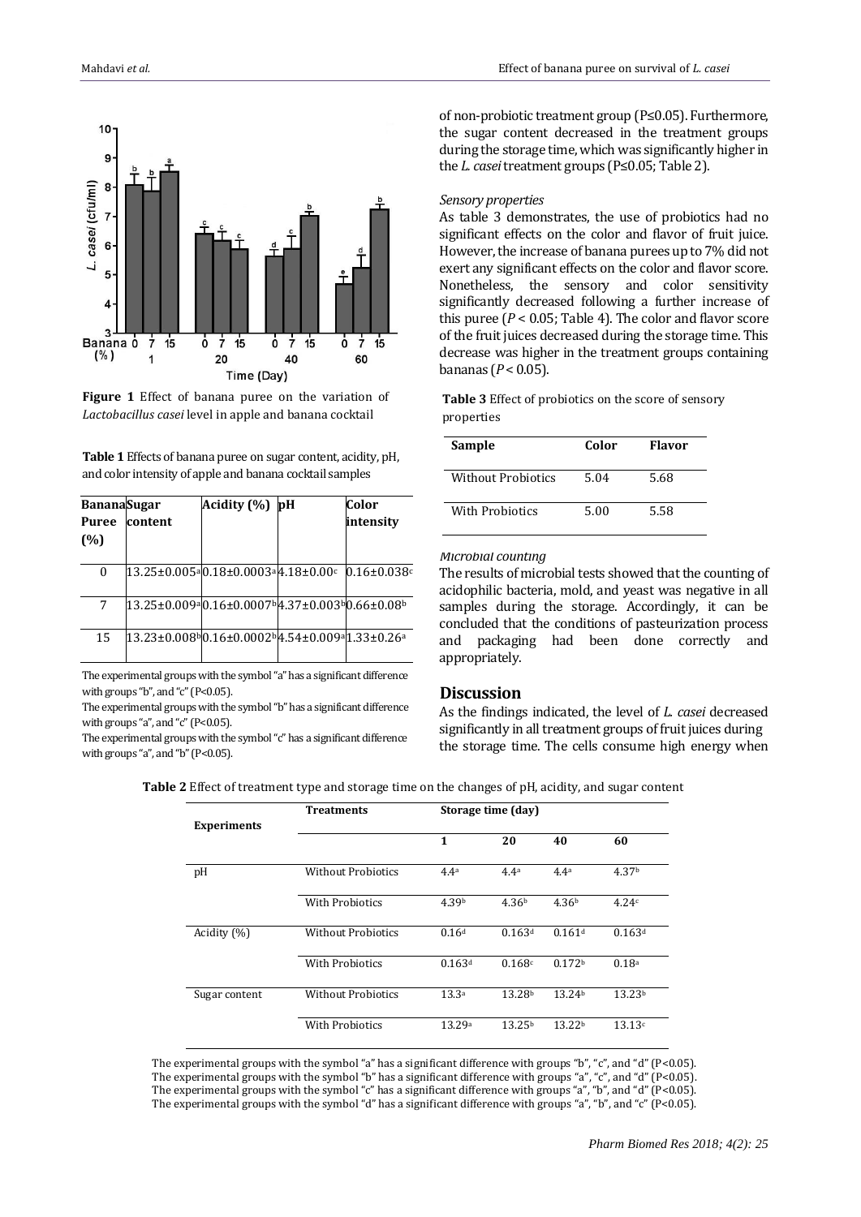**Figure 1** Effect of banana puree on the variation of *Lactobacillus casei* level in apple and banana cocktail

**Table 1** Effects of banana puree on sugar content, acidity, pH, and color intensity of apple and banana cocktail samples

| Banana Puree (%) | Sugar content | Acidity (%) | pH | Color intensity |
|---|---|---|---|---|
| 0 | 13.25±0.005[a] | 0.18±0.0003[a] | 4.18±0.00[c] | 0.16±0.038[c] |
| 7 | 13.25±0.009[a] | 0.16±0.0007[b] | 4.37±0.003[b] | 0.66±0.08[b] |
| 15 | 13.23±0.008[b] | 0.16±0.0002[b] | 4.54±0.009[a] | 1.33±0.26[a] |

The experimental groups with the symbol "a" has a significant difference with groups "b", and "c" (P<0.05).
The experimental groups with the symbol "b" has a significant difference with groups "a", and "c" (P<0.05).
The experimental groups with the symbol "c" has a significant difference with groups "a", and "b" (P<0.05).

of non-probiotic treatment group (P≤0.05). Furthermore, the sugar content decreased in the treatment groups during the storage time, which was significantly higher in the *L. casei* treatment groups (P≤0.05; Table 2).

*Sensory properties*

As table 3 demonstrates, the use of probiotics had no significant effects on the color and flavor of fruit juice. However, the increase of banana purees up to 7% did not exert any significant effects on the color and flavor score. Nonetheless, the sensory and color sensitivity significantly decreased following a further increase of this puree (*P* < 0.05; Table 4). The color and flavor score of the fruit juices decreased during the storage time. This decrease was higher in the treatment groups containing bananas (*P* < 0.05).

**Table 3** Effect of probiotics on the score of sensory properties

| Sample | Color | Flavor |
|---|---|---|
| Without Probiotics | 5.04 | 5.68 |
| With Probiotics | 5.00 | 5.58 |

*Microbial counting*

The results of microbial tests showed that the counting of acidophilic bacteria, mold, and yeast was negative in all samples during the storage. Accordingly, it can be concluded that the conditions of pasteurization process and packaging had been done correctly and appropriately.

## Discussion

As the findings indicated, the level of *L. casei* decreased significantly in all treatment groups of fruit juices during the storage time. The cells consume high energy when

**Table 2** Effect of treatment type and storage time on the changes of pH, acidity, and sugar content

| Experiments | Treatments | Storage time (day) | | | |
|---|---|---|---|---|---|
| | | 1 | 20 | 40 | 60 |
| pH | Without Probiotics | 4.4[a] | 4.4[a] | 4.4[a] | 4.37[b] |
| | With Probiotics | 4.39[b] | 4.36[b] | 4.36[b] | 4.24[c] |
| Acidity (%) | Without Probiotics | 0.16[d] | 0.163[d] | 0.161[d] | 0.163[d] |
| | With Probiotics | 0.163[d] | 0.168[c] | 0.172[b] | 0.18[a] |
| Sugar content | Without Probiotics | 13.3[a] | 13.28[b] | 13.24[b] | 13.23[b] |
| | With Probiotics | 13.29[a] | 13.25[b] | 13.22[b] | 13.13[c] |

The experimental groups with the symbol "a" has a significant difference with groups "b", "c", and "d" (P<0.05).
The experimental groups with the symbol "b" has a significant difference with groups "a", "c", and "d" (P<0.05).
The experimental groups with the symbol "c" has a significant difference with groups "a", "b", and "d" (P<0.05).
The experimental groups with the symbol "d" has a significant difference with groups "a", "b", and "c" (P<0.05).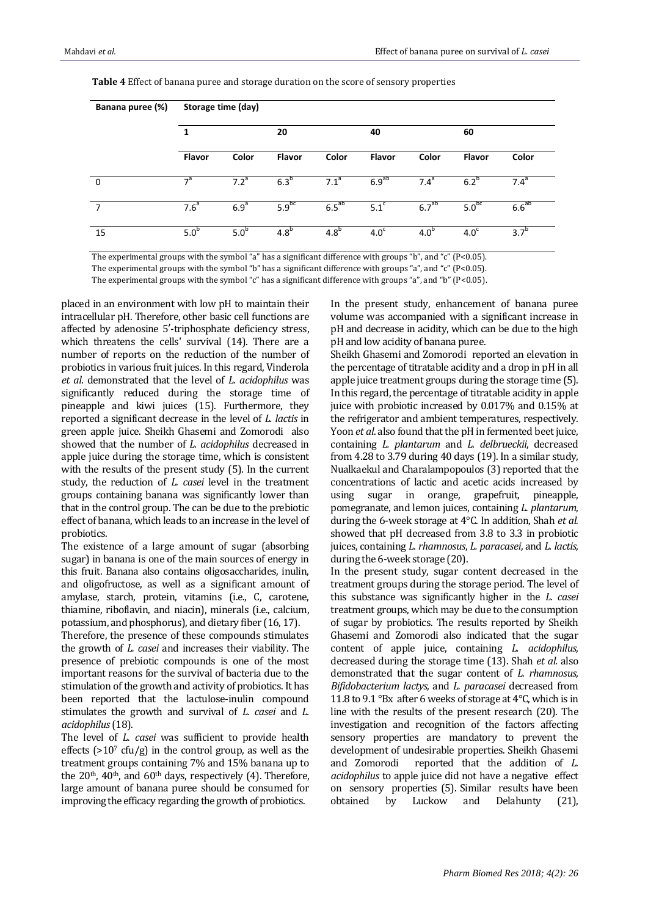**Table 4** Effect of banana puree and storage duration on the score of sensory properties

| Banana puree (%) | Storage time (day) | | | | | | | |
|---|---|---|---|---|---|---|---|---|
| | 1 | | 20 | | 40 | | 60 | |
| | Flavor | Color | Flavor | Color | Flavor | Color | Flavor | Color |
| 0 | $7^{a}$ | $7.2^{a}$ | $6.3^{b}$ | $7.1^{a}$ | $6.9^{ab}$ | $7.4^{a}$ | $6.2^{b}$ | $7.4^{a}$ |
| 7 | $7.6^{a}$ | $6.9^{a}$ | $5.9^{bc}$ | $6.5^{ab}$ | $5.1^{c}$ | $6.7^{ab}$ | $5.0^{bc}$ | $6.6^{ab}$ |
| 15 | $5.0^{b}$ | $5.0^{b}$ | $4.8^{b}$ | $4.8^{b}$ | $4.0^{c}$ | $4.0^{b}$ | $4.0^{c}$ | $3.7^{b}$ |

The experimental groups with the symbol "a" has a significant difference with groups "b", and "c" ($P<0.05$).
The experimental groups with the symbol "b" has a significant difference with groups "a", and "c" ($P<0.05$).
The experimental groups with the symbol "c" has a significant difference with groups "a", and "b" ($P<0.05$).

placed in an environment with low pH to maintain their intracellular pH. Therefore, other basic cell functions are affected by adenosine 5′-triphosphate deficiency stress, which threatens the cells' survival (14). There are a number of reports on the reduction of the number of probiotics in various fruit juices. In this regard, Vinderola *et al.* demonstrated that the level of *L. acidophilus* was significantly reduced during the storage time of pineapple and kiwi juices (15). Furthermore, they reported a significant decrease in the level of *L. lactis* in green apple juice. Sheikh Ghasemi and Zomorodi also showed that the number of *L. acidophilus* decreased in apple juice during the storage time, which is consistent with the results of the present study (5). In the current study, the reduction of *L. casei* level in the treatment groups containing banana was significantly lower than that in the control group. The can be due to the prebiotic effect of banana, which leads to an increase in the level of probiotics.

The existence of a large amount of sugar (absorbing sugar) in banana is one of the main sources of energy in this fruit. Banana also contains oligosaccharides, inulin, and oligofructose, as well as a significant amount of amylase, starch, protein, vitamins (i.e., C, carotene, thiamine, riboflavin, and niacin), minerals (i.e., calcium, potassium, and phosphorus), and dietary fiber (16, 17).

Therefore, the presence of these compounds stimulates the growth of *L. casei* and increases their viability. The presence of prebiotic compounds is one of the most important reasons for the survival of bacteria due to the stimulation of the growth and activity of probiotics. It has been reported that the lactulose-inulin compound stimulates the growth and survival of *L. casei* and *L. acidophilus* (18).

The level of *L. casei* was sufficient to provide health effects ($>10^7$ cfu/g) in the control group, as well as the treatment groups containing 7% and 15% banana up to the 20th, 40th, and 60th days, respectively (4). Therefore, large amount of banana puree should be consumed for improving the efficacy regarding the growth of probiotics.

In the present study, enhancement of banana puree volume was accompanied with a significant increase in pH and decrease in acidity, which can be due to the high pH and low acidity of banana puree.

Sheikh Ghasemi and Zomorodi reported an elevation in the percentage of titratable acidity and a drop in pH in all apple juice treatment groups during the storage time (5). In this regard, the percentage of titratable acidity in apple juice with probiotic increased by 0.017% and 0.15% at the refrigerator and ambient temperatures, respectively. Yoon *et al.* also found that the pH in fermented beet juice, containing *L. plantarum* and *L. delbrueckii*, decreased from 4.28 to 3.79 during 40 days (19). In a similar study, Nualkaekul and Charalampopoulos (3) reported that the concentrations of lactic and acetic acids increased by using sugar in orange, grapefruit, pineapple, pomegranate, and lemon juices, containing *L. plantarum*, during the 6-week storage at 4°C. In addition, Shah *et al.* showed that pH decreased from 3.8 to 3.3 in probiotic juices, containing *L. rhamnosus*, *L. paracasei*, and *L. lactis*, during the 6-week storage (20).

In the present study, sugar content decreased in the treatment groups during the storage period. The level of this substance was significantly higher in the *L. casei* treatment groups, which may be due to the consumption of sugar by probiotics. The results reported by Sheikh Ghasemi and Zomorodi also indicated that the sugar content of apple juice, containing *L. acidophilus*, decreased during the storage time (13). Shah *et al.* also demonstrated that the sugar content of *L. rhamnosus*, *Bifidobacterium lactys*, and *L. paracasei* decreased from 11.8 to 9.1 °Bx after 6 weeks of storage at 4°C, which is in line with the results of the present research (20). The investigation and recognition of the factors affecting sensory properties are mandatory to prevent the development of undesirable properties. Sheikh Ghasemi and Zomorodi reported that the addition of *L. acidophilus* to apple juice did not have a negative effect on sensory properties (5). Similar results have been obtained by Luckow and Delahunty (21),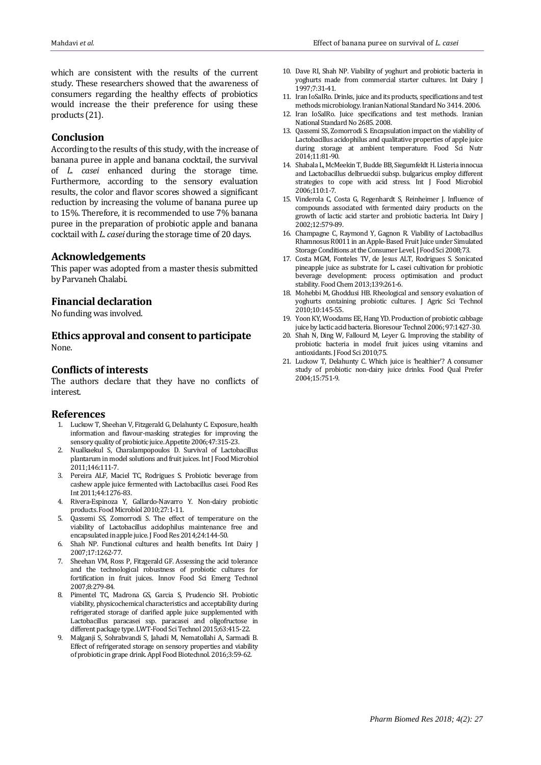which are consistent with the results of the current study. These researchers showed that the awareness of consumers regarding the healthy effects of probiotics would increase the their preference for using these products (21).

## Conclusion

According to the results of this study, with the increase of banana puree in apple and banana cocktail, the survival of *L. casei* enhanced during the storage time. Furthermore, according to the sensory evaluation results, the color and flavor scores showed a significant reduction by increasing the volume of banana puree up to 15%. Therefore, it is recommended to use 7% banana puree in the preparation of probiotic apple and banana cocktail with *L. casei* during the storage time of 20 days.

## Acknowledgements

This paper was adopted from a master thesis submitted by Parvaneh Chalabi.

## Financial declaration

No funding was involved.

## Ethics approval and consent to participate

None.

## Conflicts of interests

The authors declare that they have no conflicts of interest.

## References

1. Luckow T, Sheehan V, Fitzgerald G, Delahunty C. Exposure, health information and flavour-masking strategies for improving the sensory quality of probiotic juice. Appetite 2006;47:315-23.
2. Nualkaekul S, Charalampopoulos D. Survival of Lactobacillus plantarum in model solutions and fruit juices. Int J Food Microbiol 2011;146:111-7.
3. Pereira ALF, Maciel TC, Rodrigues S. Probiotic beverage from cashew apple juice fermented with Lactobacillus casei. Food Res Int 2011;44:1276-83.
4. Rivera-Espinoza Y, Gallardo-Navarro Y. Non-dairy probiotic products. Food Microbiol 2010;27:1-11.
5. Qassemi SS, Zomorrodi S. The effect of temperature on the viability of Lactobacillus acidophilus maintenance free and encapsulated in apple juice. J Food Res 2014;24:144-50.
6. Shah NP. Functional cultures and health benefits. Int Dairy J 2007;17:1262-77.
7. Sheehan VM, Ross P, Fitzgerald GF. Assessing the acid tolerance and the technological robustness of probiotic cultures for fortification in fruit juices. Innov Food Sci Emerg Technol 2007;8:279-84.
8. Pimentel TC, Madrona GS, Garcia S, Prudencio SH. Probiotic viability, physicochemical characteristics and acceptability during refrigerated storage of clarified apple juice supplemented with Lactobacillus paracasei ssp. paracasei and oligofructose in different package type. LWT-Food Sci Technol 2015;63:415-22.
9. Malganji S, Sohrabvandi S, Jahadi M, Nematollahi A, Sarmadi B. Effect of refrigerated storage on sensory properties and viability of probiotic in grape drink. Appl Food Biotechnol. 2016;3:59-62.
10. Dave RI, Shah NP. Viability of yoghurt and probiotic bacteria in yoghurts made from commercial starter cultures. Int Dairy J 1997;7:31-41.
11. Iran IoSalRo. Drinks, juice and its products, specifications and test methods microbiology. Iranian National Standard No 3414. 2006.
12. Iran IoSalRo. Juice specifications and test methods. Iranian National Standard No 2685. 2008.
13. Qassemi SS, Zomorrodi S. Encapsulation impact on the viability of Lactobacillus acidophilus and qualitative properties of apple juice during storage at ambient temperature. Food Sci Nutr 2014;11:81-90.
14. Shabala L, McMeekin T, Budde BB, Siegumfeldt H. Listeria innocua and Lactobacillus delbrueckii subsp. bulgaricus employ different strategies to cope with acid stress. Int J Food Microbiol 2006;110:1-7.
15. Vinderola C, Costa G, Regenhardt S, Reinheimer J. Influence of compounds associated with fermented dairy products on the growth of lactic acid starter and probiotic bacteria. Int Dairy J 2002;12:579-89.
16. Champagne C, Raymond Y, Gagnon R. Viability of Lactobacillus Rhamnosus R0011 in an Apple-Based Fruit Juice under Simulated Storage Conditions at the Consumer Level. J Food Sci 2008;73.
17. Costa MGM, Fonteles TV, de Jesus ALT, Rodrigues S. Sonicated pineapple juice as substrate for L. casei cultivation for probiotic beverage development: process optimisation and product stability. Food Chem 2013;139:261-6.
18. Mohebbi M, Ghoddusi HB. Rheological and sensory evaluation of yoghurts containing probiotic cultures. J Agric Sci Technol 2010;10:145-55.
19. Yoon KY, Woodams EE, Hang YD. Production of probiotic cabbage juice by lactic acid bacteria. Bioresour Technol 2006; 97:1427-30.
20. Shah N, Ding W, Fallourd M, Leyer G. Improving the stability of probiotic bacteria in model fruit juices using vitamins and antioxidants. J Food Sci 2010;75.
21. Luckow T, Delahunty C. Which juice is 'healthier'? A consumer study of probiotic non-dairy juice drinks. Food Qual Prefer 2004;15:751-9.